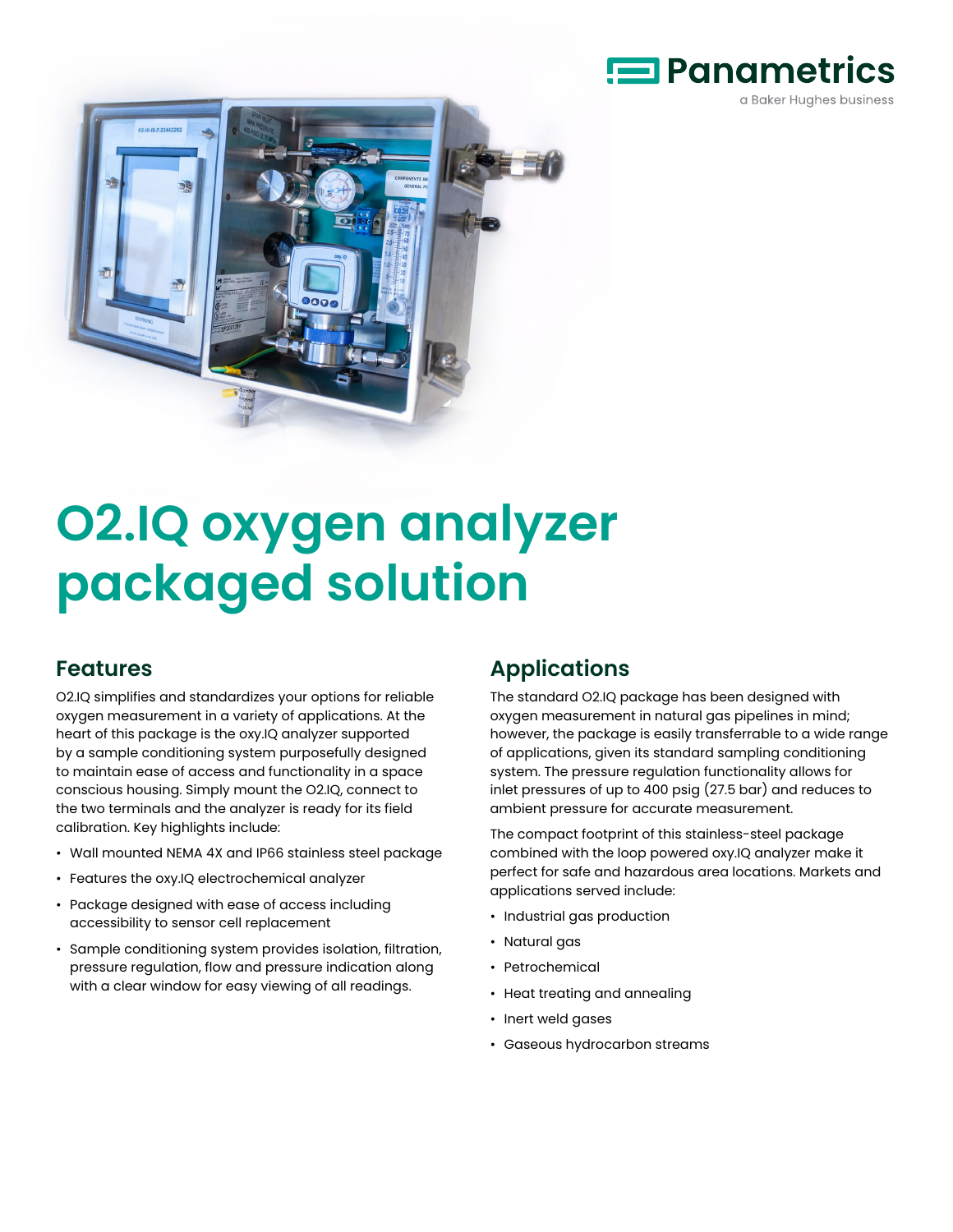Panametrics

a Baker Hughes business

# O2.IQ oxygen analyzer packaged solution

## Features

O2.IQ simplifies and standardizes your options for reliable oxygen measurement in a variety of applications. At the heart of this package is the oxy.IQ analyzer supported by a sample conditioning system purposefully designed to maintain ease of access and functionality in a space conscious housing. Simply mount the O2.IQ, connect to the two terminals and the analyzer is ready for its field calibration. Key highlights include:

- Wall mounted NEMA 4X and IP66 stainless steel package
- Features the oxy.IQ electrochemical analyzer
- Package designed with ease of access including accessibility to sensor cell replacement
- Sample conditioning system provides isolation, filtration, pressure regulation, flow and pressure indication along with a clear window for easy viewing of all readings.

## Applications

The standard O2.IQ package has been designed with oxygen measurement in natural gas pipelines in mind; however, the package is easily transferrable to a wide range of applications, given its standard sampling conditioning system. The pressure regulation functionality allows for inlet pressures of up to 400 psig (27.5 bar) and reduces to ambient pressure for accurate measurement.

The compact footprint of this stainless-steel package combined with the loop powered oxy.IQ analyzer make it perfect for safe and hazardous area locations. Markets and applications served include:

- Industrial gas production
- Natural gas
- Petrochemical
- Heat treating and annealing
- Inert weld gases
- Gaseous hydrocarbon streams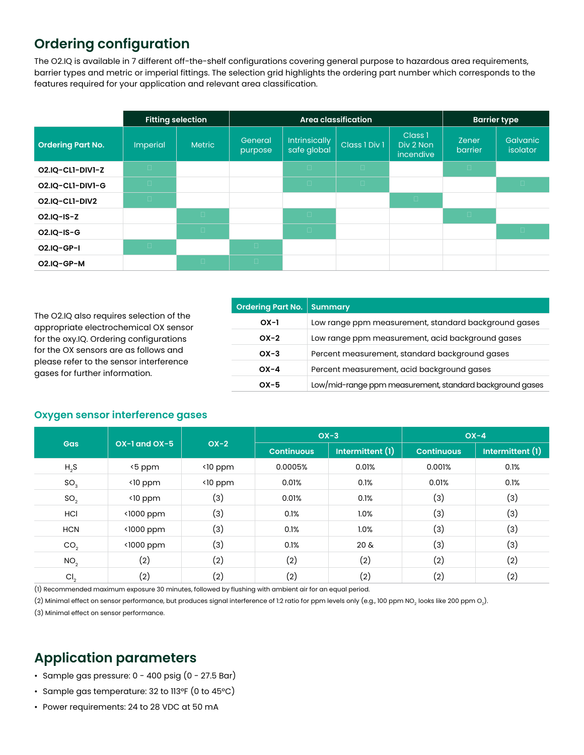## Ordering configuration

The O2.IQ is available in 7 different off-the-shelf configurations covering general purpose to hazardous area requirements, barrier types and metric or imperial fittings. The selection grid highlights the ordering part number which corresponds to the features required for your application and relevant area classification.

| | Fitting selection | | Area classification | | | | Barrier type | |
|---|---|---|---|---|---|---|---|---|
| Ordering Part No. | Imperial | Metric | General purpose | Intrinsically safe global | Class 1 Div 1 | Class 1 Div 2 Non incendive | Zener barrier | Galvanic isolator |
| O2.IQ-CL1-DIV1-Z | ■ | | | ■ | ■ | | ■ | |
| O2.IQ-CL1-DIV1-G | ■ | | | ■ | ■ | | | ■ |
| O2.IQ-CL1-DIV2 | ■ | | | | | ■ | | |
| O2.IQ-IS-Z | | ■ | | ■ | | | ■ | |
| O2.IQ-IS-G | | ■ | | ■ | | | | ■ |
| O2.IQ-GP-I | ■ | | ■ | | | | | |
| O2.IQ-GP-M | | ■ | ■ | | | | | |

The O2.IQ also requires selection of the appropriate electrochemical OX sensor for the oxy.IQ. Ordering configurations for the OX sensors are as follows and please refer to the sensor interference gases for further information.

| Ordering Part No. | Summary |
|---|---|
| OX-1 | Low range ppm measurement, standard background gases |
| OX-2 | Low range ppm measurement, acid background gases |
| OX-3 | Percent measurement, standard background gases |
| OX-4 | Percent measurement, acid background gases |
| OX-5 | Low/mid-range ppm measurement, standard background gases |

### Oxygen sensor interference gases

| Gas | OX-1 and OX-5 | OX-2 | OX-3 | | OX-4 | |
|---|---|---|---|---|---|---|
| | | | Continuous | Intermittent (1) | Continuous | Intermittent (1) |
| $H_2S$ | <5 ppm | <10 ppm | 0.0005% | 0.01% | 0.001% | 0.1% |
| $SO_3$ | <10 ppm | <10 ppm | 0.01% | 0.1% | 0.01% | 0.1% |
| $SO_2$ | <10 ppm | (3) | 0.01% | 0.1% | (3) | (3) |
| HCl | <1000 ppm | (3) | 0.1% | 1.0% | (3) | (3) |
| HCN | <1000 ppm | (3) | 0.1% | 1.0% | (3) | (3) |
| $CO_2$ | <1000 ppm | (3) | 0.1% | 20 & | (3) | (3) |
| $NO_2$ | (2) | (2) | (2) | (2) | (2) | (2) |
| $Cl_2$ | (2) | (2) | (2) | (2) | (2) | (2) |

(1) Recommended maximum exposure 30 minutes, followed by flushing with ambient air for an equal period.

(2) Minimal effect on sensor performance, but produces signal interference of 1:2 ratio for ppm levels only (e.g., 100 ppm $NO_2$ looks like 200 ppm $O_2$).

(3) Minimal effect on sensor performance.

## Application parameters

- Sample gas pressure: 0 - 400 psig (0 - 27.5 Bar)
- Sample gas temperature: 32 to 113°F (0 to 45°C)
- Power requirements: 24 to 28 VDC at 50 mA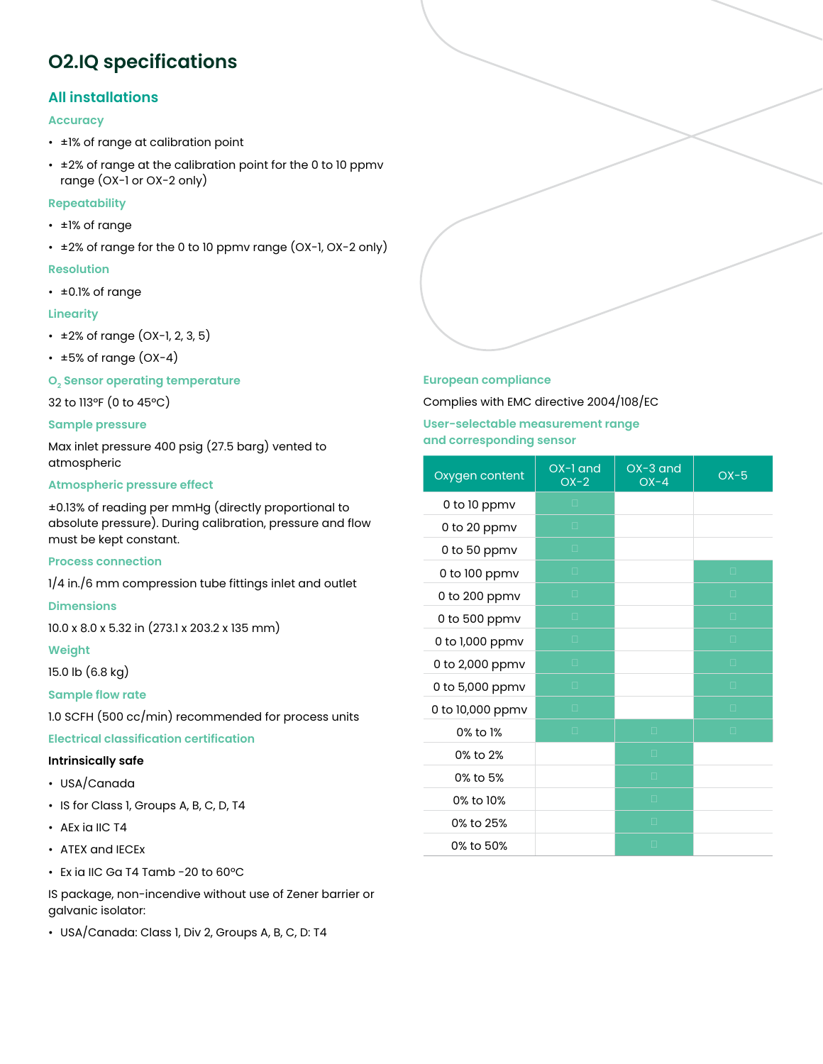# O2.IQ specifications

## All installations

### Accuracy

- ±1% of range at calibration point
- ±2% of range at the calibration point for the 0 to 10 ppmv range (OX-1 or OX-2 only)

### Repeatability

- ±1% of range
- ±2% of range for the 0 to 10 ppmv range (OX-1, OX-2 only)

### Resolution

- ±0.1% of range

### Linearity

- ±2% of range (OX-1, 2, 3, 5)
- ±5% of range (OX-4)

### $O_2$ Sensor operating temperature

32 to 113°F (0 to 45°C)

### Sample pressure

Max inlet pressure 400 psig (27.5 barg) vented to atmospheric

### Atmospheric pressure effect

±0.13% of reading per mmHg (directly proportional to absolute pressure). During calibration, pressure and flow must be kept constant.

### Process connection

1/4 in./6 mm compression tube fittings inlet and outlet

### Dimensions

10.0 x 8.0 x 5.32 in (273.1 x 203.2 x 135 mm)

### Weight

15.0 lb (6.8 kg)

### Sample flow rate

1.0 SCFH (500 cc/min) recommended for process units

### Electrical classification certification

**Intrinsically safe**

- USA/Canada
- IS for Class 1, Groups A, B, C, D, T4
- AEx ia IIC T4
- ATEX and IECEx
- Ex ia IIC Ga T4 Tamb -20 to 60°C

IS package, non-incendive without use of Zener barrier or galvanic isolator:

- USA/Canada: Class 1, Div 2, Groups A, B, C, D: T4

### European compliance

Complies with EMC directive 2004/108/EC

### User-selectable measurement range and corresponding sensor

| Oxygen content | OX-1 and OX-2 | OX-3 and OX-4 | OX-5 |
|---|---|---|---|
| 0 to 10 ppmv | ■ | | |
| 0 to 20 ppmv | ■ | | |
| 0 to 50 ppmv | ■ | | |
| 0 to 100 ppmv | ■ | | ■ |
| 0 to 200 ppmv | ■ | | ■ |
| 0 to 500 ppmv | ■ | | ■ |
| 0 to 1,000 ppmv | ■ | | ■ |
| 0 to 2,000 ppmv | ■ | | ■ |
| 0 to 5,000 ppmv | ■ | | ■ |
| 0 to 10,000 ppmv | ■ | | ■ |
| 0% to 1% | ■ | ■ | ■ |
| 0% to 2% | | ■ | |
| 0% to 5% | | ■ | |
| 0% to 10% | | ■ | |
| 0% to 25% | | ■ | |
| 0% to 50% | | ■ | |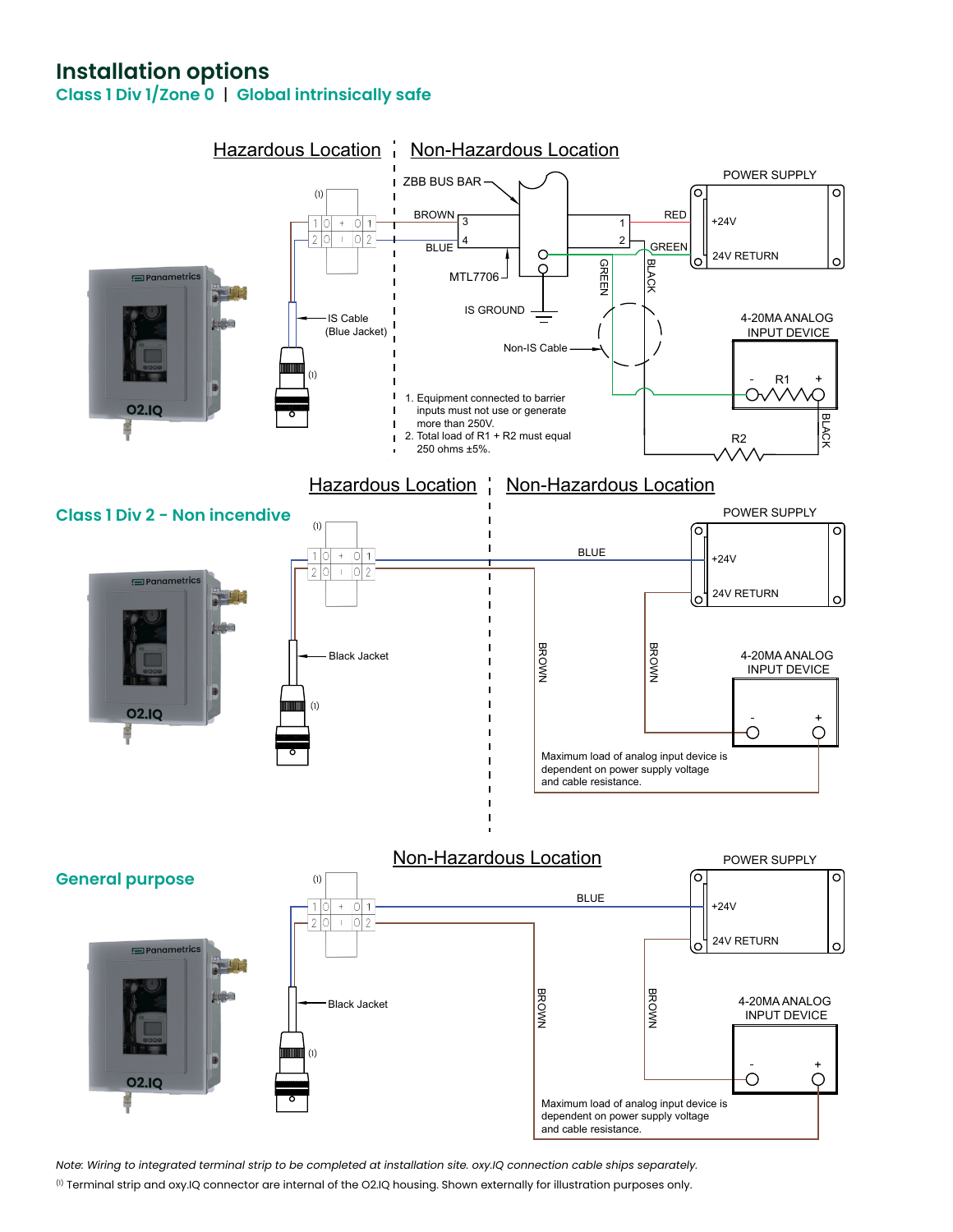# Installation options

## Class 1 Div 1/Zone 0 | Global intrinsically safe

Hazardous Location | Non-Hazardous Location

ZBB BUS BAR

BROWN

BLUE

MTL7706

IS GROUND

POWER SUPPLY

RED

+24V

GREEN

24V RETURN

GREEN

BLACK

4-20MA ANALOG INPUT DEVICE

R1

R2

BLACK

IS Cable (Blue Jacket)

Non-IS Cable

1. Equipment connected to barrier inputs must not use or generate more than 250V.
2. Total load of R1 + R2 must equal 250 ohms ±5%.

## Class 1 Div 2 - Non incendive

Hazardous Location | Non-Hazardous Location

POWER SUPPLY

BLUE

+24V

24V RETURN

Black Jacket

BROWN

BROWN

4-20MA ANALOG INPUT DEVICE

Maximum load of analog input device is dependent on power supply voltage and cable resistance.

## General purpose

Non-Hazardous Location

POWER SUPPLY

BLUE

+24V

24V RETURN

Black Jacket

BROWN

BROWN

4-20MA ANALOG INPUT DEVICE

Maximum load of analog input device is dependent on power supply voltage and cable resistance.

*Note: Wiring to integrated terminal strip to be completed at installation site. oxy.IQ connection cable ships separately.*

[1] Terminal strip and oxy.IQ connector are internal of the O2.IQ housing. Shown externally for illustration purposes only.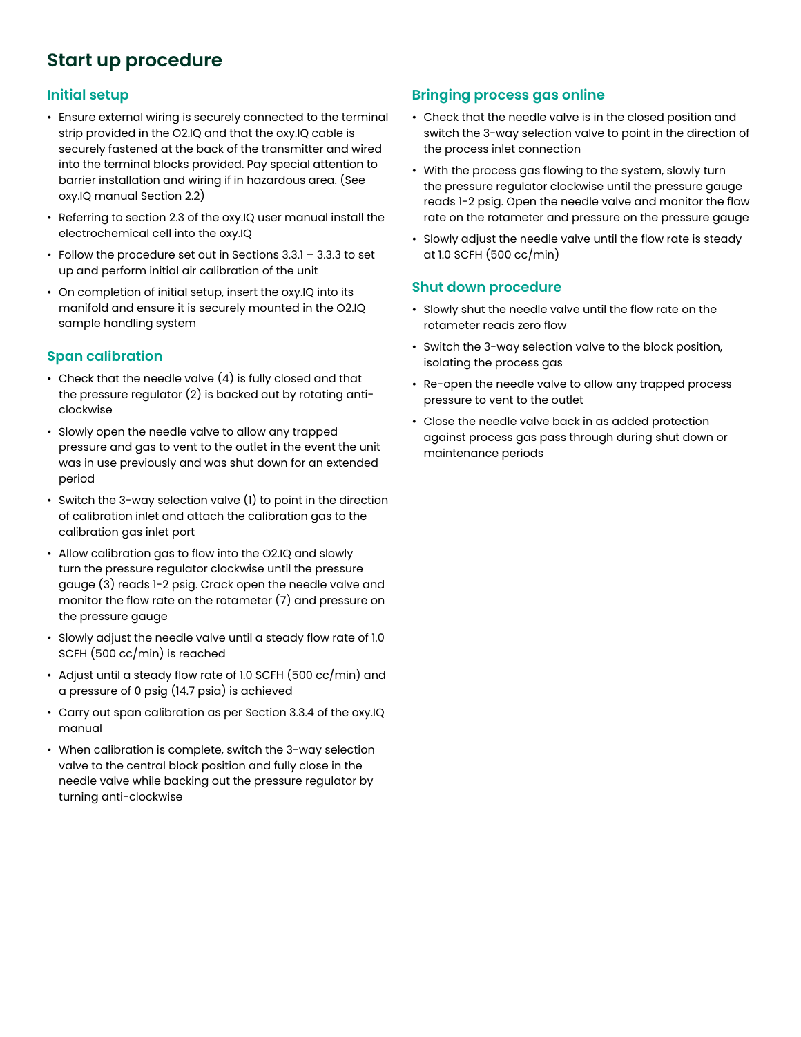# Start up procedure

## Initial setup

- Ensure external wiring is securely connected to the terminal strip provided in the O2.IQ and that the oxy.IQ cable is securely fastened at the back of the transmitter and wired into the terminal blocks provided. Pay special attention to barrier installation and wiring if in hazardous area. (See oxy.IQ manual Section 2.2)
- Referring to section 2.3 of the oxy.IQ user manual install the electrochemical cell into the oxy.IQ
- Follow the procedure set out in Sections 3.3.1 – 3.3.3 to set up and perform initial air calibration of the unit
- On completion of initial setup, insert the oxy.IQ into its manifold and ensure it is securely mounted in the O2.IQ sample handling system

## Span calibration

- Check that the needle valve (4) is fully closed and that the pressure regulator (2) is backed out by rotating anti-clockwise
- Slowly open the needle valve to allow any trapped pressure and gas to vent to the outlet in the event the unit was in use previously and was shut down for an extended period
- Switch the 3-way selection valve (1) to point in the direction of calibration inlet and attach the calibration gas to the calibration gas inlet port
- Allow calibration gas to flow into the O2.IQ and slowly turn the pressure regulator clockwise until the pressure gauge (3) reads 1-2 psig. Crack open the needle valve and monitor the flow rate on the rotameter (7) and pressure on the pressure gauge
- Slowly adjust the needle valve until a steady flow rate of 1.0 SCFH (500 cc/min) is reached
- Adjust until a steady flow rate of 1.0 SCFH (500 cc/min) and a pressure of 0 psig (14.7 psia) is achieved
- Carry out span calibration as per Section 3.3.4 of the oxy.IQ manual
- When calibration is complete, switch the 3-way selection valve to the central block position and fully close in the needle valve while backing out the pressure regulator by turning anti-clockwise

## Bringing process gas online

- Check that the needle valve is in the closed position and switch the 3-way selection valve to point in the direction of the process inlet connection
- With the process gas flowing to the system, slowly turn the pressure regulator clockwise until the pressure gauge reads 1-2 psig. Open the needle valve and monitor the flow rate on the rotameter and pressure on the pressure gauge
- Slowly adjust the needle valve until the flow rate is steady at 1.0 SCFH (500 cc/min)

## Shut down procedure

- Slowly shut the needle valve until the flow rate on the rotameter reads zero flow
- Switch the 3-way selection valve to the block position, isolating the process gas
- Re-open the needle valve to allow any trapped process pressure to vent to the outlet
- Close the needle valve back in as added protection against process gas pass through during shut down or maintenance periods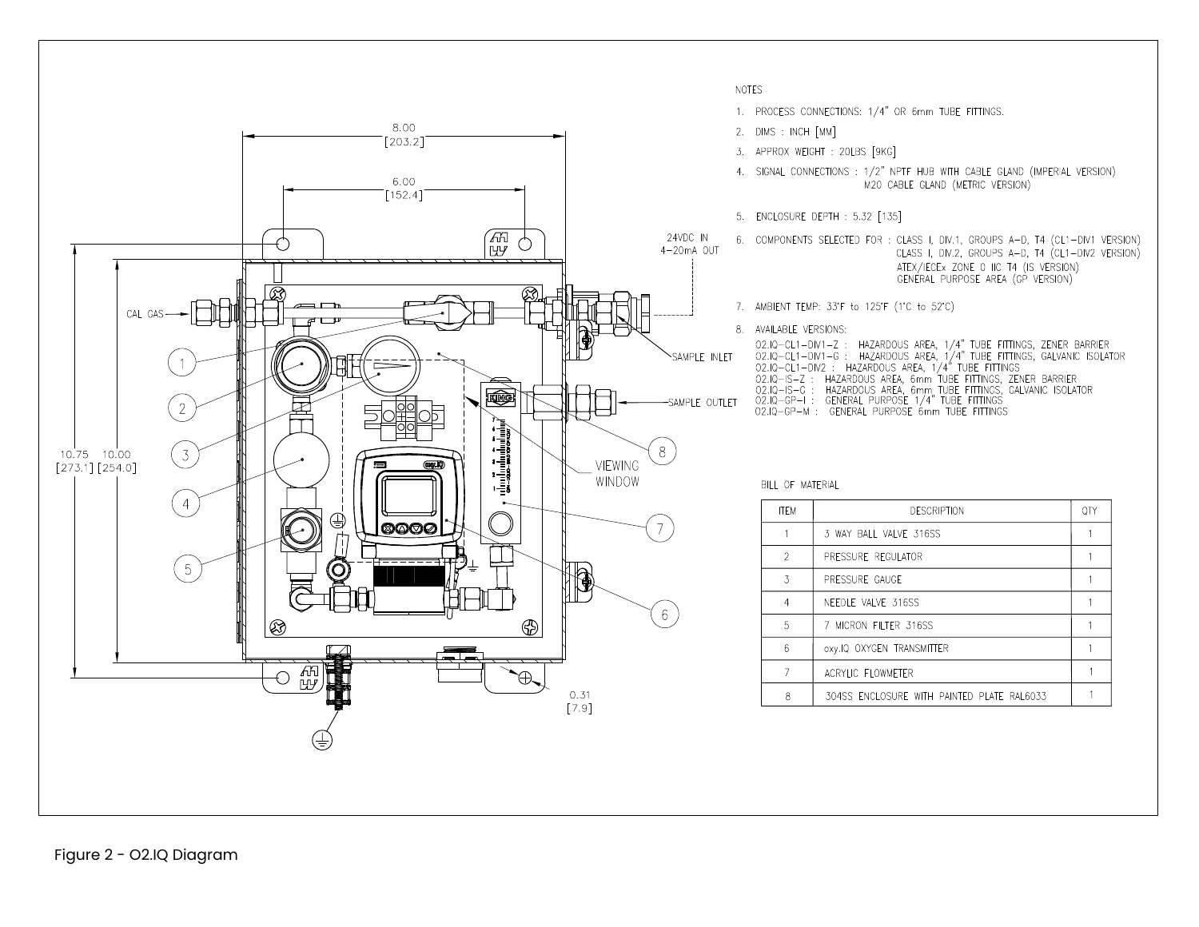NOTES

1. PROCESS CONNECTIONS: 1/4" OR 6mm TUBE FITTINGS.
2. DIMS : INCH [MM]
3. APPROX WEIGHT : 20LBS [9KG]
4. SIGNAL CONNECTIONS : 1/2" NPTF HUB WITH CABLE GLAND (IMPERIAL VERSION)
   M20 CABLE GLAND (METRIC VERSION)
5. ENCLOSURE DEPTH : 5.32 [135]
6. COMPONENTS SELECTED FOR : CLASS I, DIV.1, GROUPS A–D, T4 (CL1–DIV1 VERSION)
   CLASS I, DIV.2, GROUPS A–D, T4 (CL1–DIV2 VERSION)
   ATEX/IECEx ZONE 0 IIC T4 (IS VERSION)
   GENERAL PURPOSE AREA (GP VERSION)
7. AMBIENT TEMP: 33°F to 125°F (1°C to 52°C)
8. AVAILABLE VERSIONS:
   O2.IQ–CL1–DIV1–Z : HAZARDOUS AREA, 1/4" TUBE FITTINGS, ZENER BARRIER
   O2.IQ–CL1–DIV1–G : HAZARDOUS AREA, 1/4" TUBE FITTINGS, GALVANIC ISOLATOR
   O2.IQ–CL1–DIV2 : HAZARDOUS AREA, 1/4" TUBE FITTINGS
   O2.IQ–IS–Z : HAZARDOUS AREA, 6mm TUBE FITTINGS, ZENER BARRIER
   O2.IQ–IS–G : HAZARDOUS AREA, 6mm TUBE FITTINGS, GALVANIC ISOLATOR
   O2.IQ–GP–I : GENERAL PURPOSE 1/4" TUBE FITTINGS
   O2.IQ–GP–M : GENERAL PURPOSE 6mm TUBE FITTINGS

8.00
[203.2]

6.00
[152.4]

10.75
[273.1]

10.00
[254.0]

0.31
[7.9]

CAL GAS

24VDC IN
4–20mA OUT

SAMPLE INLET

SAMPLE OUTLET

VIEWING
WINDOW

BILL OF MATERIAL

| ITEM | DESCRIPTION | QTY |
|---|---|---|
| 1 | 3 WAY BALL VALVE 316SS | 1 |
| 2 | PRESSURE REGULATOR | 1 |
| 3 | PRESSURE GAUGE | 1 |
| 4 | NEEDLE VALVE 316SS | 1 |
| 5 | 7 MICRON FILTER 316SS | 1 |
| 6 | oxy.IQ OXYGEN TRANSMITTER | 1 |
| 7 | ACRYLIC FLOWMETER | 1 |
| 8 | 304SS ENCLOSURE WITH PAINTED PLATE RAL6033 | 1 |

Figure 2 - O2.IQ Diagram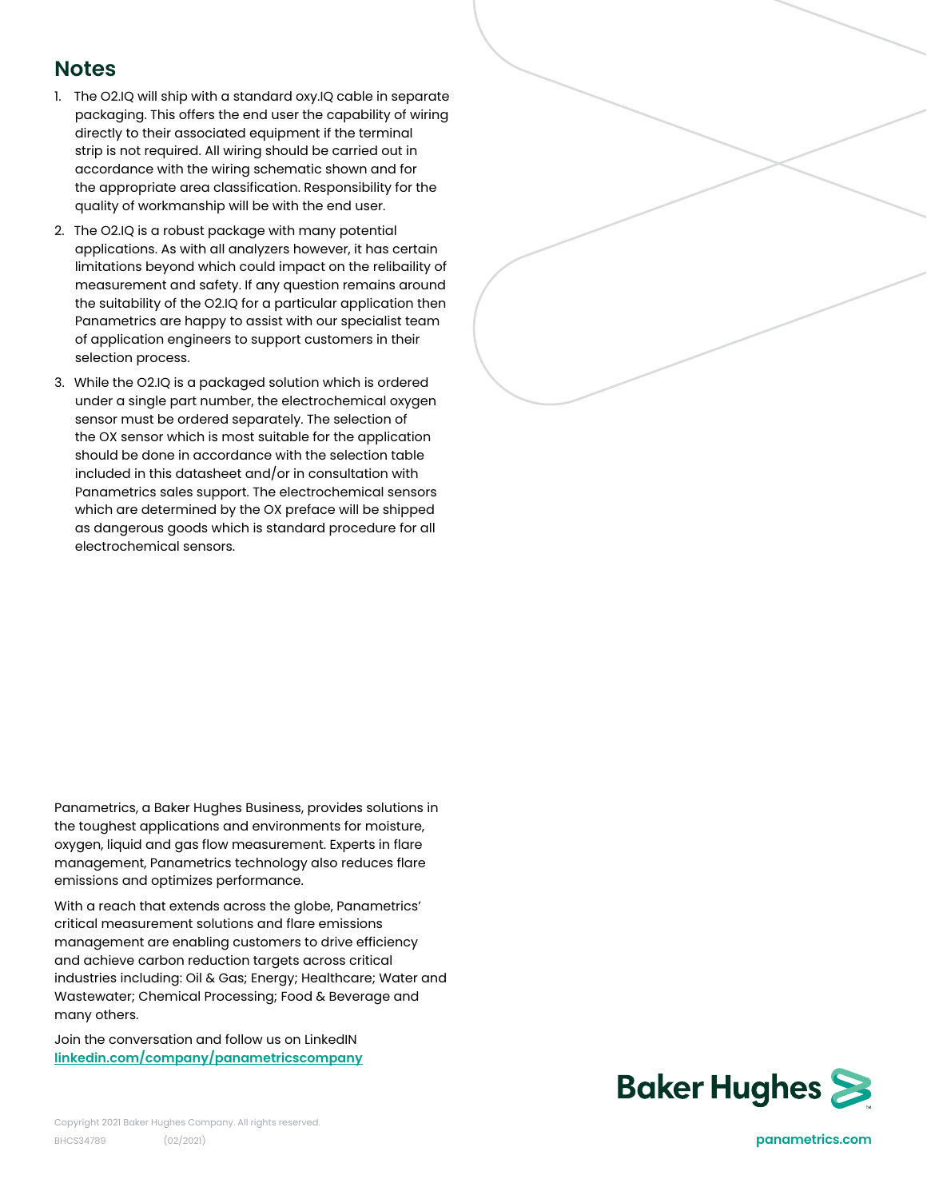## Notes

1. The O2.IQ will ship with a standard oxy.IQ cable in separate packaging. This offers the end user the capability of wiring directly to their associated equipment if the terminal strip is not required. All wiring should be carried out in accordance with the wiring schematic shown and for the appropriate area classification. Responsibility for the quality of workmanship will be with the end user.
2. The O2.IQ is a robust package with many potential applications. As with all analyzers however, it has certain limitations beyond which could impact on the relibaility of measurement and safety. If any question remains around the suitability of the O2.IQ for a particular application then Panametrics are happy to assist with our specialist team of application engineers to support customers in their selection process.
3. While the O2.IQ is a packaged solution which is ordered under a single part number, the electrochemical oxygen sensor must be ordered separately. The selection of the OX sensor which is most suitable for the application should be done in accordance with the selection table included in this datasheet and/or in consultation with Panametrics sales support. The electrochemical sensors which are determined by the OX preface will be shipped as dangerous goods which is standard procedure for all electrochemical sensors.

Panametrics, a Baker Hughes Business, provides solutions in the toughest applications and environments for moisture, oxygen, liquid and gas flow measurement. Experts in flare management, Panametrics technology also reduces flare emissions and optimizes performance.

With a reach that extends across the globe, Panametrics' critical measurement solutions and flare emissions management are enabling customers to drive efficiency and achieve carbon reduction targets across critical industries including: Oil & Gas; Energy; Healthcare; Water and Wastewater; Chemical Processing; Food & Beverage and many others.

Join the conversation and follow us on LinkedIN
[linkedin.com/company/panametricscompany](https://linkedin.com/company/panametricscompany)

Baker Hughes

Copyright 2021 Baker Hughes Company. All rights reserved.

BHCS34789 (02/2021)

panametrics.com